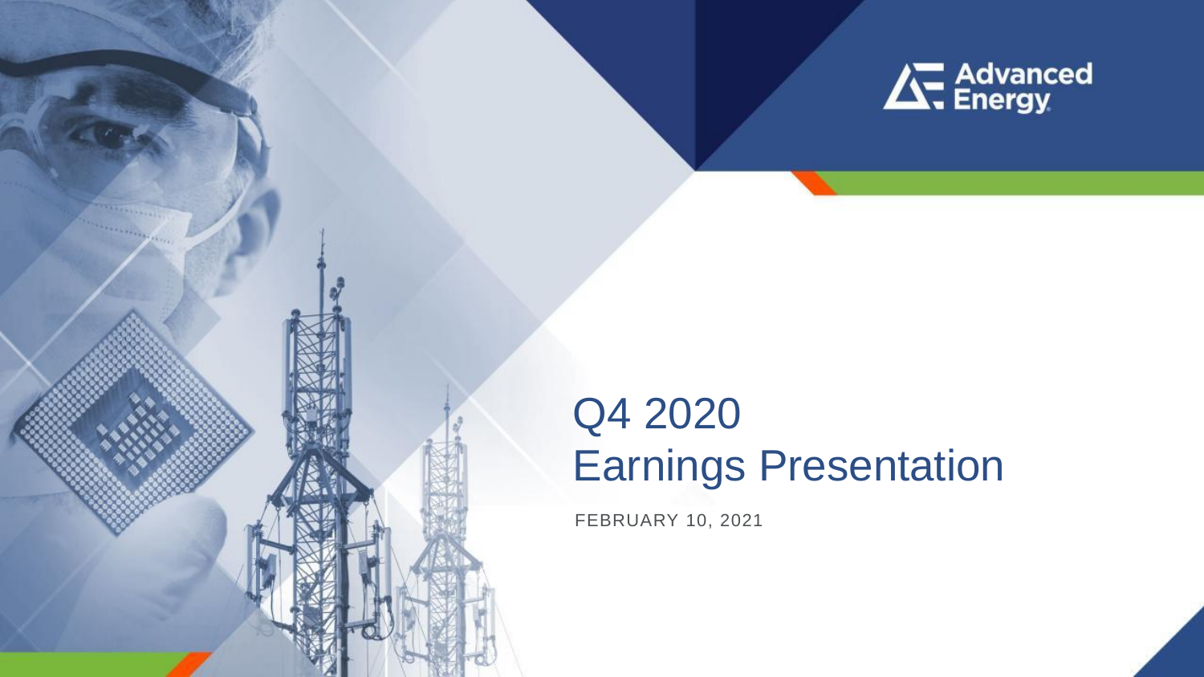Advanced Energy

# Q4 2020 Earnings Presentation

FEBRUARY 10, 2021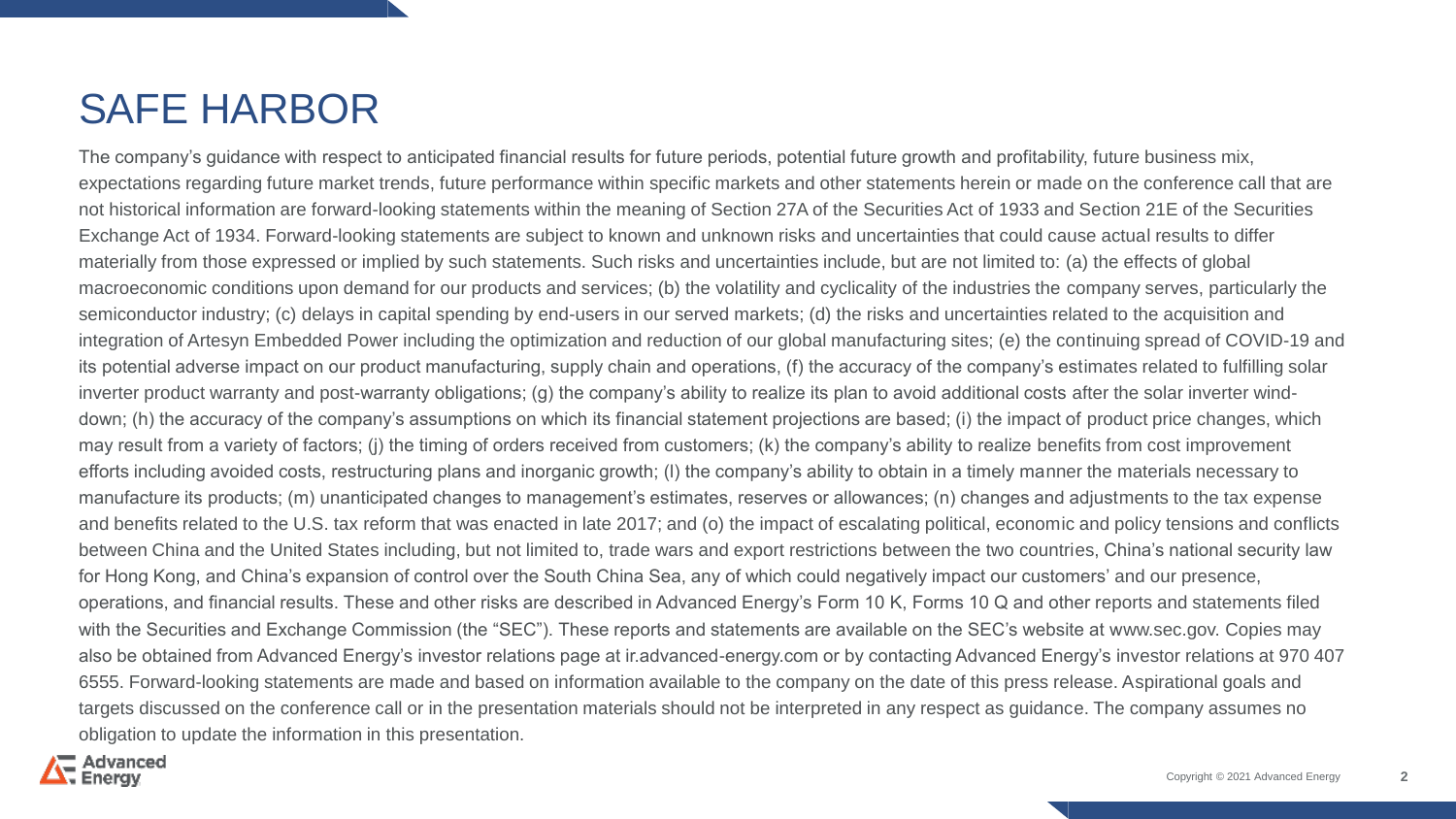# SAFE HARBOR

The company's guidance with respect to anticipated financial results for future periods, potential future growth and profitability, future business mix, expectations regarding future market trends, future performance within specific markets and other statements herein or made on the conference call that are not historical information are forward-looking statements within the meaning of Section 27A of the Securities Act of 1933 and Section 21E of the Securities Exchange Act of 1934. Forward-looking statements are subject to known and unknown risks and uncertainties that could cause actual results to differ materially from those expressed or implied by such statements. Such risks and uncertainties include, but are not limited to: (a) the effects of global macroeconomic conditions upon demand for our products and services; (b) the volatility and cyclicality of the industries the company serves, particularly the semiconductor industry; (c) delays in capital spending by end-users in our served markets; (d) the risks and uncertainties related to the acquisition and integration of Artesyn Embedded Power including the optimization and reduction of our global manufacturing sites; (e) the continuing spread of COVID-19 and its potential adverse impact on our product manufacturing, supply chain and operations, (f) the accuracy of the company's estimates related to fulfilling solar inverter product warranty and post-warranty obligations; (g) the company's ability to realize its plan to avoid additional costs after the solar inverter wind-down; (h) the accuracy of the company's assumptions on which its financial statement projections are based; (i) the impact of product price changes, which may result from a variety of factors; (j) the timing of orders received from customers; (k) the company's ability to realize benefits from cost improvement efforts including avoided costs, restructuring plans and inorganic growth; (l) the company's ability to obtain in a timely manner the materials necessary to manufacture its products; (m) unanticipated changes to management's estimates, reserves or allowances; (n) changes and adjustments to the tax expense and benefits related to the U.S. tax reform that was enacted in late 2017; and (o) the impact of escalating political, economic and policy tensions and conflicts between China and the United States including, but not limited to, trade wars and export restrictions between the two countries, China's national security law for Hong Kong, and China's expansion of control over the South China Sea, any of which could negatively impact our customers' and our presence, operations, and financial results. These and other risks are described in Advanced Energy's Form 10 K, Forms 10 Q and other reports and statements filed with the Securities and Exchange Commission (the "SEC"). These reports and statements are available on the SEC's website at www.sec.gov. Copies may also be obtained from Advanced Energy's investor relations page at ir.advanced-energy.com or by contacting Advanced Energy's investor relations at 970 407 6555. Forward-looking statements are made and based on information available to the company on the date of this press release. Aspirational goals and targets discussed on the conference call or in the presentation materials should not be interpreted in any respect as guidance. The company assumes no obligation to update the information in this presentation.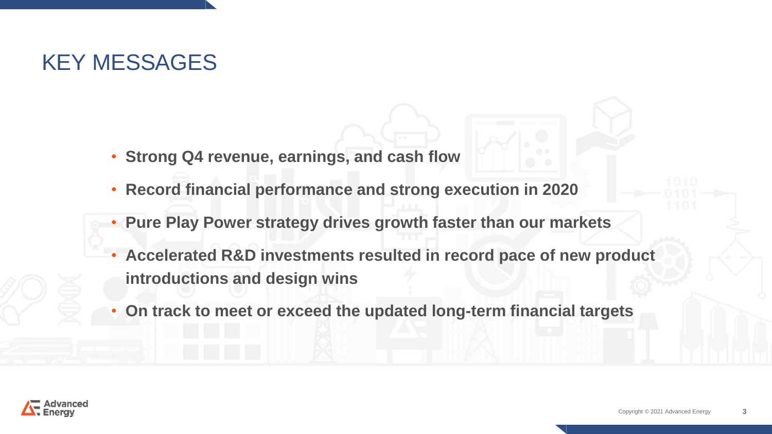# KEY MESSAGES

- **Strong Q4 revenue, earnings, and cash flow**
- **Record financial performance and strong execution in 2020**
- **Pure Play Power strategy drives growth faster than our markets**
- **Accelerated R&D investments resulted in record pace of new product introductions and design wins**
- **On track to meet or exceed the updated long-term financial targets**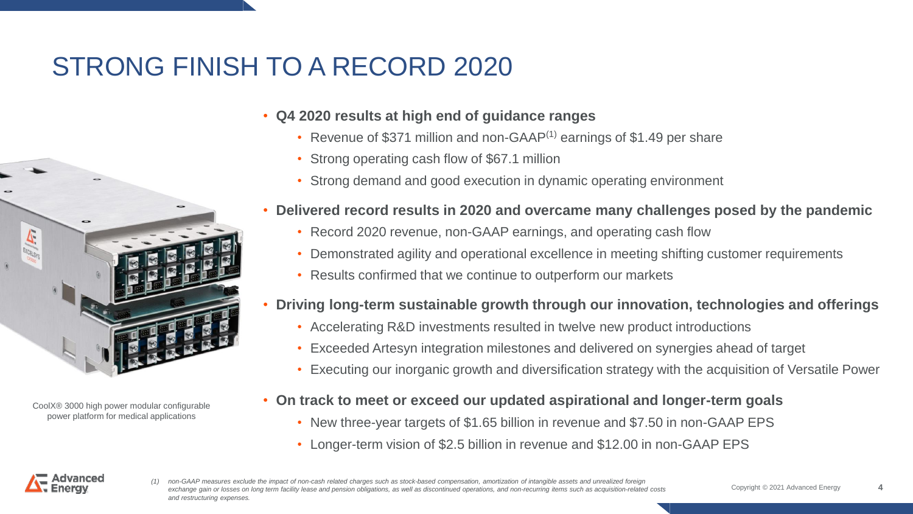# STRONG FINISH TO A RECORD 2020

CoolX® 3000 high power modular configurable power platform for medical applications

- **Q4 2020 results at high end of guidance ranges**
  - Revenue of $371 million and non-GAAP[1] earnings of $1.49 per share
  - Strong operating cash flow of $67.1 million
  - Strong demand and good execution in dynamic operating environment
- **Delivered record results in 2020 and overcame many challenges posed by the pandemic**
  - Record 2020 revenue, non-GAAP earnings, and operating cash flow
  - Demonstrated agility and operational excellence in meeting shifting customer requirements
  - Results confirmed that we continue to outperform our markets
- **Driving long-term sustainable growth through our innovation, technologies and offerings**
  - Accelerating R&D investments resulted in twelve new product introductions
  - Exceeded Artesyn integration milestones and delivered on synergies ahead of target
  - Executing our inorganic growth and diversification strategy with the acquisition of Versatile Power
- **On track to meet or exceed our updated aspirational and longer-term goals**
  - New three-year targets of $1.65 billion in revenue and $7.50 in non-GAAP EPS
  - Longer-term vision of $2.5 billion in revenue and $12.00 in non-GAAP EPS

*(1) non-GAAP measures exclude the impact of non-cash related charges such as stock-based compensation, amortization of intangible assets and unrealized foreign exchange gain or losses on long term facility lease and pension obligations, as well as discontinued operations, and non-recurring items such as acquisition-related costs and restructuring expenses.*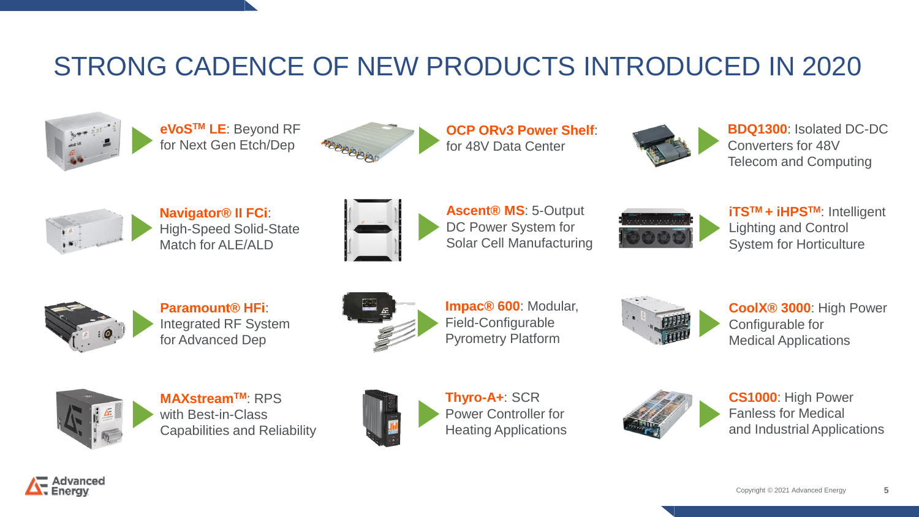# STRONG CADENCE OF NEW PRODUCTS INTRODUCED IN 2020

- **eVoS™ LE**: Beyond RF for Next Gen Etch/Dep
- **OCP ORv3 Power Shelf**: for 48V Data Center
- **BDQ1300**: Isolated DC-DC Converters for 48V Telecom and Computing
- **Navigator® II FCi**: High-Speed Solid-State Match for ALE/ALD
- **Ascent® MS**: 5-Output DC Power System for Solar Cell Manufacturing
- **iTS™ + iHPS™**: Intelligent Lighting and Control System for Horticulture
- **Paramount® HFi**: Integrated RF System for Advanced Dep
- **Impac® 600**: Modular, Field-Configurable Pyrometry Platform
- **CoolX® 3000**: High Power Configurable for Medical Applications
- **MAXstream™**: RPS with Best-in-Class Capabilities and Reliability
- **Thyro-A+**: SCR Power Controller for Heating Applications
- **CS1000**: High Power Fanless for Medical and Industrial Applications

Copyright © 2021 Advanced Energy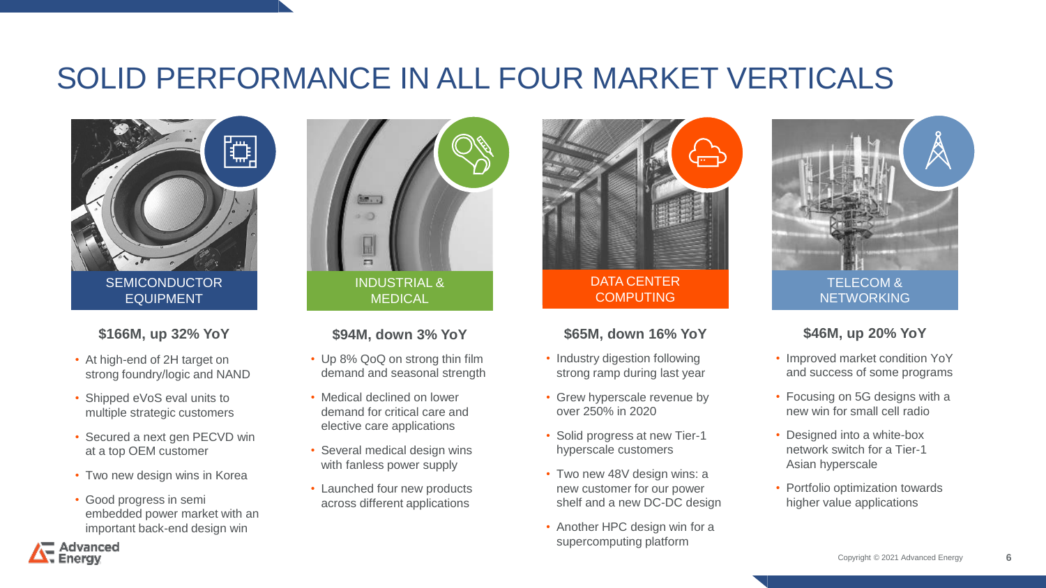# SOLID PERFORMANCE IN ALL FOUR MARKET VERTICALS

## SEMICONDUCTOR EQUIPMENT

**$166M, up 32% YoY**

- At high-end of 2H target on strong foundry/logic and NAND
- Shipped eVoS eval units to multiple strategic customers
- Secured a next gen PECVD win at a top OEM customer
- Two new design wins in Korea
- Good progress in semi embedded power market with an important back-end design win

## INDUSTRIAL & MEDICAL

**$94M, down 3% YoY**

- Up 8% QoQ on strong thin film demand and seasonal strength
- Medical declined on lower demand for critical care and elective care applications
- Several medical design wins with fanless power supply
- Launched four new products across different applications

## DATA CENTER COMPUTING

**$65M, down 16% YoY**

- Industry digestion following strong ramp during last year
- Grew hyperscale revenue by over 250% in 2020
- Solid progress at new Tier-1 hyperscale customers
- Two new 48V design wins: a new customer for our power shelf and a new DC-DC design
- Another HPC design win for a supercomputing platform

## TELECOM & NETWORKING

**$46M, up 20% YoY**

- Improved market condition YoY and success of some programs
- Focusing on 5G designs with a new win for small cell radio
- Designed into a white-box network switch for a Tier-1 Asian hyperscale
- Portfolio optimization towards higher value applications

Copyright © 2021 Advanced Energy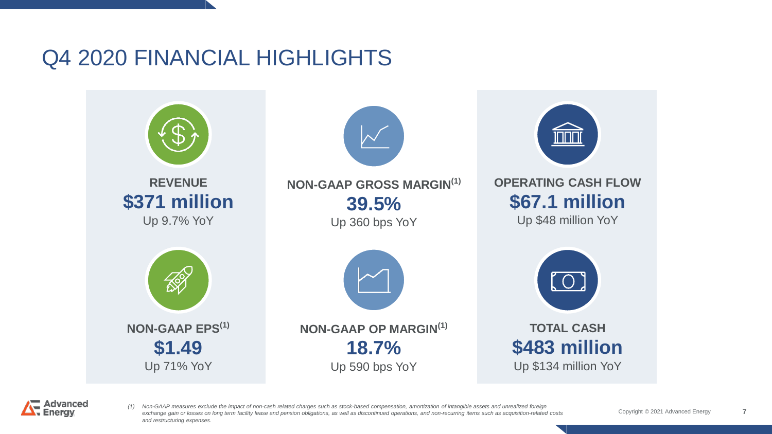# Q4 2020 FINANCIAL HIGHLIGHTS

**REVENUE**
**$371 million**
Up 9.7% YoY

**NON-GAAP GROSS MARGIN[1]**
**39.5%**
Up 360 bps YoY

**OPERATING CASH FLOW**
**$67.1 million**
Up $48 million YoY

**NON-GAAP EPS[1]**
**$1.49**
Up 71% YoY

**NON-GAAP OP MARGIN[1]**
**18.7%**
Up 590 bps YoY

**TOTAL CASH**
**$483 million**
Up $134 million YoY

*(1) Non-GAAP measures exclude the impact of non-cash related charges such as stock-based compensation, amortization of intangible assets and unrealized foreign exchange gain or losses on long term facility lease and pension obligations, as well as discontinued operations, and non-recurring items such as acquisition-related costs and restructuring expenses.*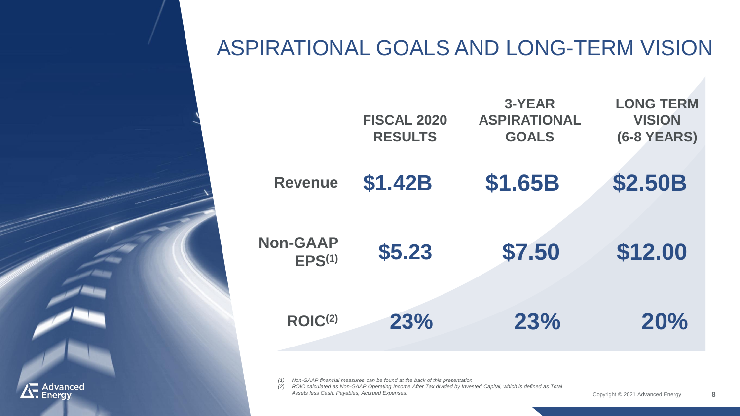# ASPIRATIONAL GOALS AND LONG-TERM VISION

| | FISCAL 2020 RESULTS | 3-YEAR ASPIRATIONAL GOALS | LONG TERM VISION (6-8 YEARS) |
|---|---|---|---|
| **Revenue** | **$1.42B** | **$1.65B** | **$2.50B** |
| **Non-GAAP EPS[(1)]** | **$5.23** | **$7.50** | **$12.00** |
| **ROIC[(2)]** | **23%** | **23%** | **20%** |

*(1) Non-GAAP financial measures can be found at the back of this presentation*

*(2) ROIC calculated as Non-GAAP Operating Income After Tax divided by Invested Capital, which is defined as Total Assets less Cash, Payables, Accrued Expenses.*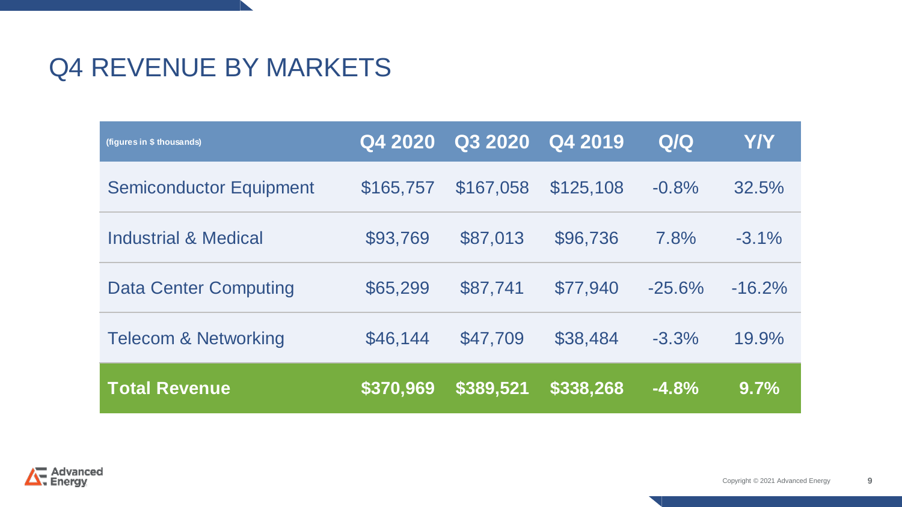# Q4 REVENUE BY MARKETS

| (figures in $ thousands) | Q4 2020 | Q3 2020 | Q4 2019 | Q/Q | Y/Y |
|---|---|---|---|---|---|
| Semiconductor Equipment | $165,757 | $167,058 | $125,108 | -0.8% | 32.5% |
| Industrial & Medical | $93,769 | $87,013 | $96,736 | 7.8% | -3.1% |
| Data Center Computing | $65,299 | $87,741 | $77,940 | -25.6% | -16.2% |
| Telecom & Networking | $46,144 | $47,709 | $38,484 | -3.3% | 19.9% |
| **Total Revenue** | **$370,969** | **$389,521** | **$338,268** | **-4.8%** | **9.7%** |

Copyright © 2021 Advanced Energy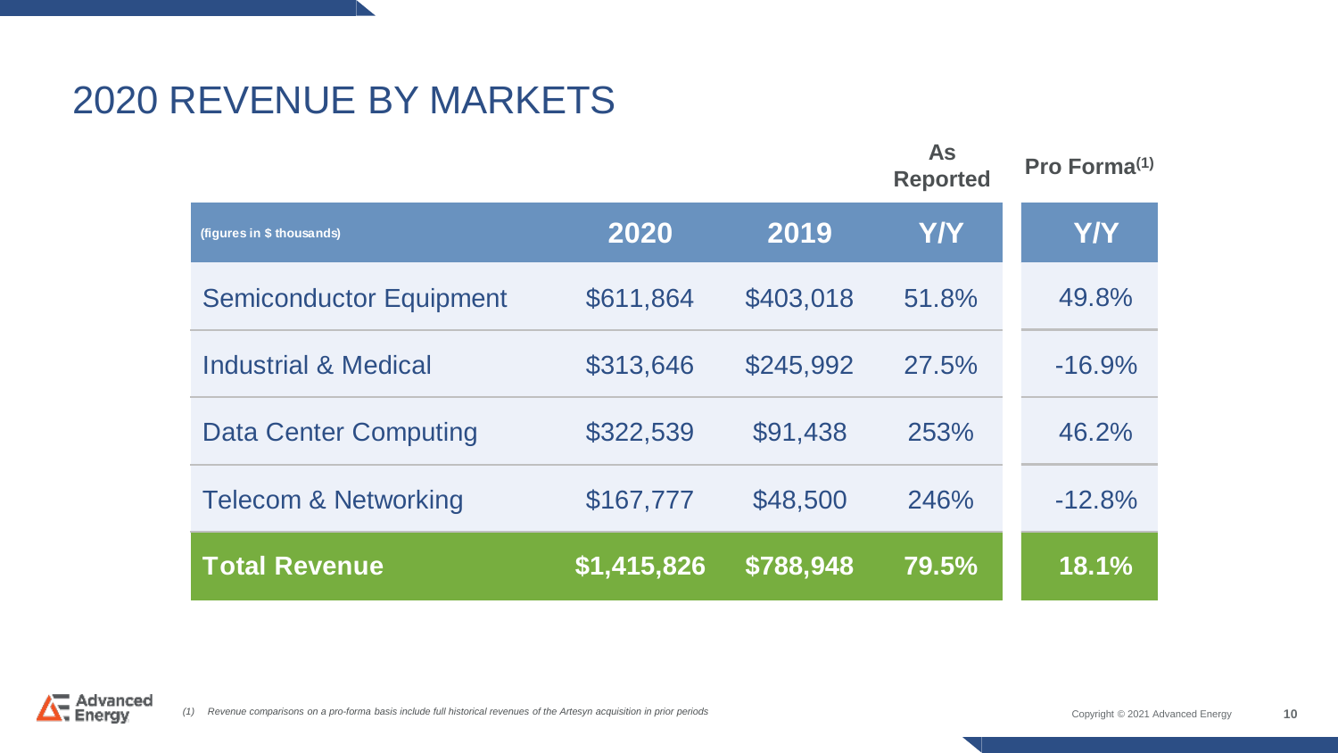# 2020 REVENUE BY MARKETS

| (figures in $ thousands) | 2020 | 2019 | As Reported Y/Y | Pro Forma[(1)] Y/Y |
|---|---|---|---|---|
| Semiconductor Equipment | $611,864 | $403,018 | 51.8% | 49.8% |
| Industrial & Medical | $313,646 | $245,992 | 27.5% | -16.9% |
| Data Center Computing | $322,539 | $91,438 | 253% | 46.2% |
| Telecom & Networking | $167,777 | $48,500 | 246% | -12.8% |
| **Total Revenue** | **$1,415,826** | **$788,948** | **79.5%** | **18.1%** |

*(1) Revenue comparisons on a pro-forma basis include full historical revenues of the Artesyn acquisition in prior periods*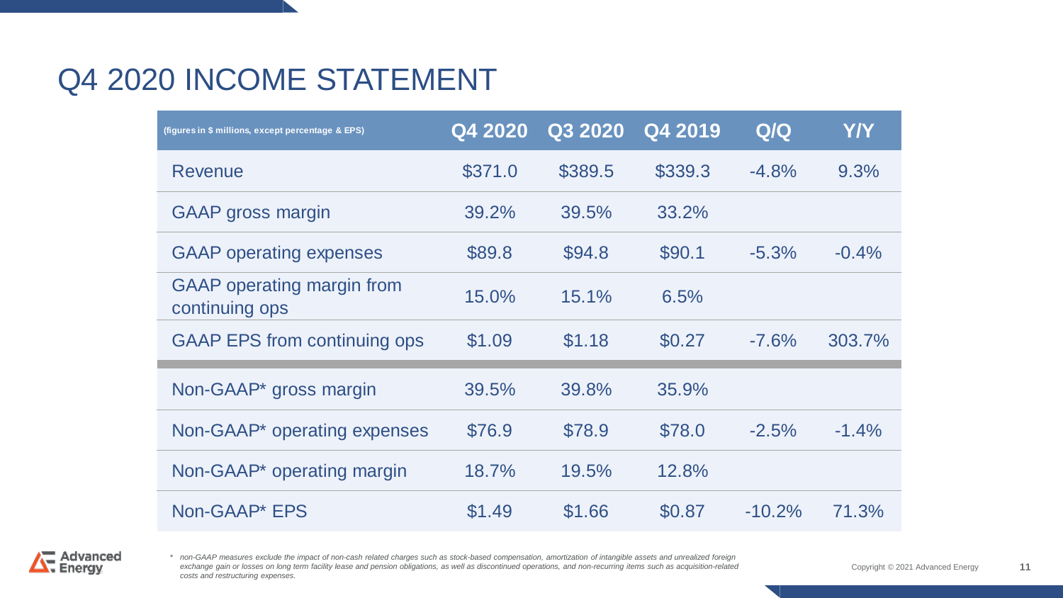# Q4 2020 INCOME STATEMENT

| (figures in $ millions, except percentage & EPS) | Q4 2020 | Q3 2020 | Q4 2019 | Q/Q | Y/Y |
|---|---|---|---|---|---|
| Revenue | $371.0 | $389.5 | $339.3 | -4.8% | 9.3% |
| GAAP gross margin | 39.2% | 39.5% | 33.2% | | |
| GAAP operating expenses | $89.8 | $94.8 | $90.1 | -5.3% | -0.4% |
| GAAP operating margin from continuing ops | 15.0% | 15.1% | 6.5% | | |
| GAAP EPS from continuing ops | $1.09 | $1.18 | $0.27 | -7.6% | 303.7% |
| Non-GAAP* gross margin | 39.5% | 39.8% | 35.9% | | |
| Non-GAAP* operating expenses | $76.9 | $78.9 | $78.0 | -2.5% | -1.4% |
| Non-GAAP* operating margin | 18.7% | 19.5% | 12.8% | | |
| Non-GAAP* EPS | $1.49 | $1.66 | $0.87 | -10.2% | 71.3% |

*\* non-GAAP measures exclude the impact of non-cash related charges such as stock-based compensation, amortization of intangible assets and unrealized foreign exchange gain or losses on long term facility lease and pension obligations, as well as discontinued operations, and non-recurring items such as acquisition-related costs and restructuring expenses.*

Copyright © 2021 Advanced Energy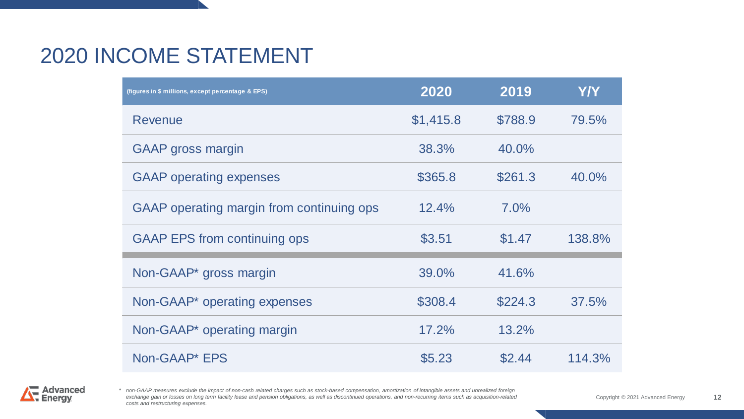# 2020 INCOME STATEMENT

| (figures in $ millions, except percentage & EPS) | 2020 | 2019 | Y/Y |
|---|---|---|---|
| Revenue | $1,415.8 | $788.9 | 79.5% |
| GAAP gross margin | 38.3% | 40.0% | |
| GAAP operating expenses | $365.8 | $261.3 | 40.0% |
| GAAP operating margin from continuing ops | 12.4% | 7.0% | |
| GAAP EPS from continuing ops | $3.51 | $1.47 | 138.8% |
| Non-GAAP* gross margin | 39.0% | 41.6% | |
| Non-GAAP* operating expenses | $308.4 | $224.3 | 37.5% |
| Non-GAAP* operating margin | 17.2% | 13.2% | |
| Non-GAAP* EPS | $5.23 | $2.44 | 114.3% |

\* *non-GAAP measures exclude the impact of non-cash related charges such as stock-based compensation, amortization of intangible assets and unrealized foreign exchange gain or losses on long term facility lease and pension obligations, as well as discontinued operations, and non-recurring items such as acquisition-related costs and restructuring expenses.*

Copyright © 2021 Advanced Energy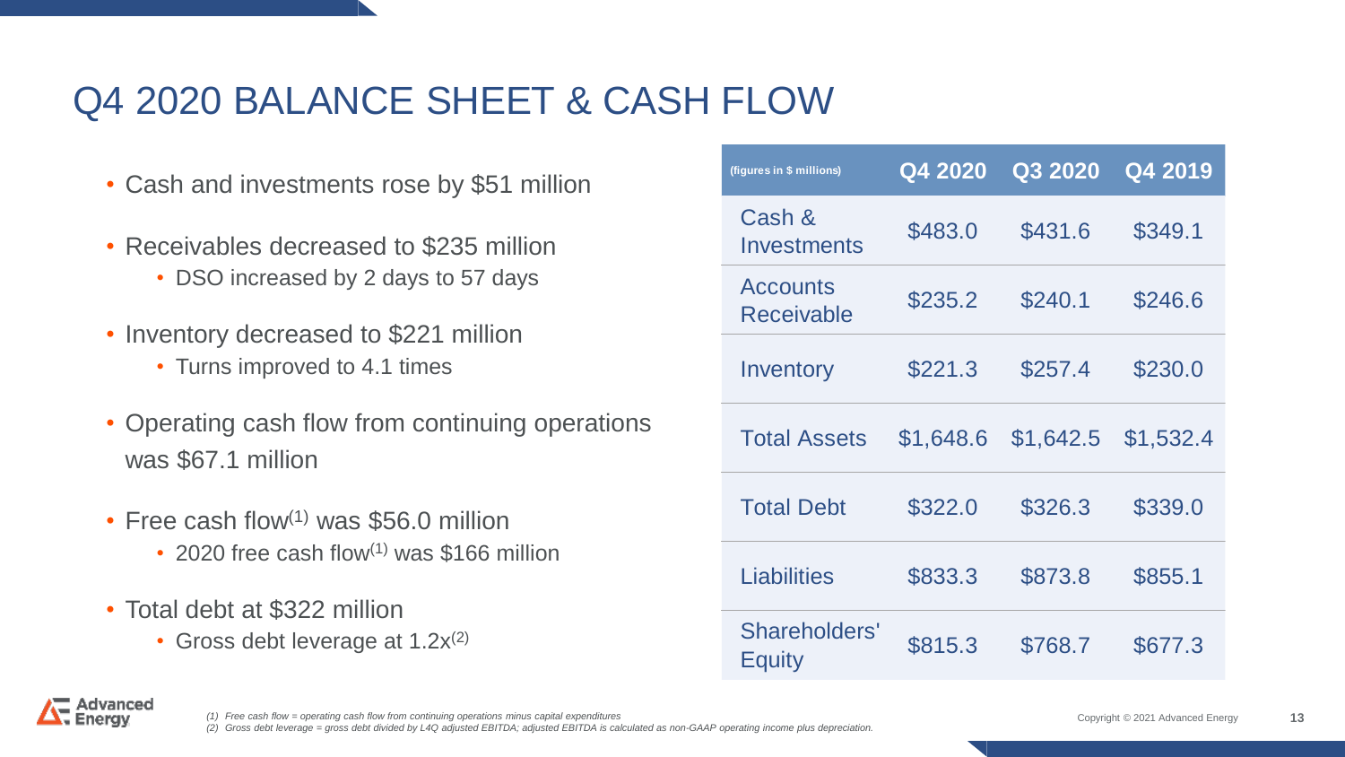# Q4 2020 BALANCE SHEET & CASH FLOW

- Cash and investments rose by $51 million
- Receivables decreased to $235 million
  - DSO increased by 2 days to 57 days
- Inventory decreased to $221 million
  - Turns improved to 4.1 times
- Operating cash flow from continuing operations was $67.1 million
- Free cash flow[1] was $56.0 million
  - 2020 free cash flow[1] was $166 million
- Total debt at $322 million
  - Gross debt leverage at 1.2x[2]

| (figures in $ millions) | Q4 2020 | Q3 2020 | Q4 2019 |
|---|---|---|---|
| Cash & Investments | $483.0 | $431.6 | $349.1 |
| Accounts Receivable | $235.2 | $240.1 | $246.6 |
| Inventory | $221.3 | $257.4 | $230.0 |
| Total Assets | $1,648.6 | $1,642.5 | $1,532.4 |
| Total Debt | $322.0 | $326.3 | $339.0 |
| Liabilities | $833.3 | $873.8 | $855.1 |
| Shareholders' Equity | $815.3 | $768.7 | $677.3 |

*(1) Free cash flow = operating cash flow from continuing operations minus capital expenditures*

*(2) Gross debt leverage = gross debt divided by L4Q adjusted EBITDA; adjusted EBITDA is calculated as non-GAAP operating income plus depreciation.*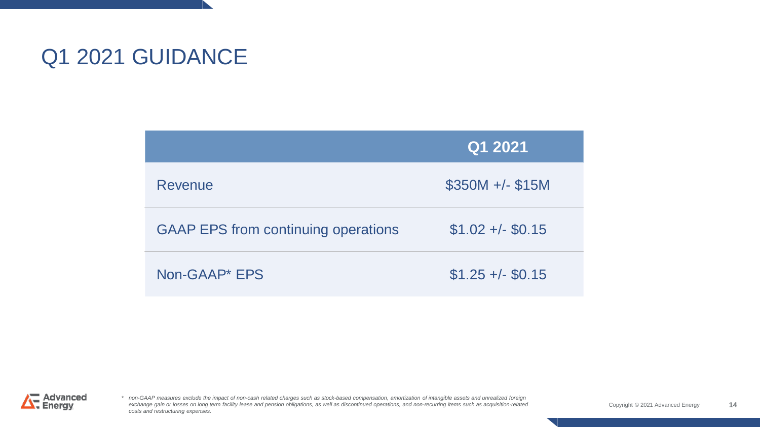# Q1 2021 GUIDANCE

| | Q1 2021 |
|---|---|
| Revenue | $350M +/- $15M |
| GAAP EPS from continuing operations | $1.02 +/- $0.15 |
| Non-GAAP* EPS | $1.25 +/- $0.15 |

* *non-GAAP measures exclude the impact of non-cash related charges such as stock-based compensation, amortization of intangible assets and unrealized foreign exchange gain or losses on long term facility lease and pension obligations, as well as discontinued operations, and non-recurring items such as acquisition-related costs and restructuring expenses.*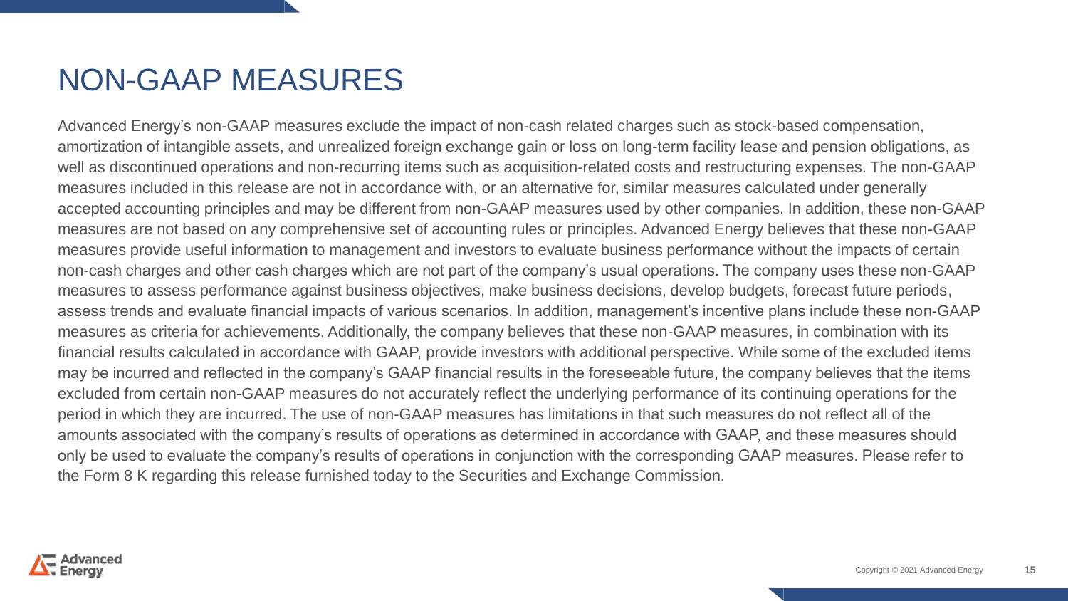# NON-GAAP MEASURES

Advanced Energy's non-GAAP measures exclude the impact of non-cash related charges such as stock-based compensation, amortization of intangible assets, and unrealized foreign exchange gain or loss on long-term facility lease and pension obligations, as well as discontinued operations and non-recurring items such as acquisition-related costs and restructuring expenses. The non-GAAP measures included in this release are not in accordance with, or an alternative for, similar measures calculated under generally accepted accounting principles and may be different from non-GAAP measures used by other companies. In addition, these non-GAAP measures are not based on any comprehensive set of accounting rules or principles. Advanced Energy believes that these non-GAAP measures provide useful information to management and investors to evaluate business performance without the impacts of certain non-cash charges and other cash charges which are not part of the company's usual operations. The company uses these non-GAAP measures to assess performance against business objectives, make business decisions, develop budgets, forecast future periods, assess trends and evaluate financial impacts of various scenarios. In addition, management's incentive plans include these non-GAAP measures as criteria for achievements. Additionally, the company believes that these non-GAAP measures, in combination with its financial results calculated in accordance with GAAP, provide investors with additional perspective. While some of the excluded items may be incurred and reflected in the company's GAAP financial results in the foreseeable future, the company believes that the items excluded from certain non-GAAP measures do not accurately reflect the underlying performance of its continuing operations for the period in which they are incurred. The use of non-GAAP measures has limitations in that such measures do not reflect all of the amounts associated with the company's results of operations as determined in accordance with GAAP, and these measures should only be used to evaluate the company's results of operations in conjunction with the corresponding GAAP measures. Please refer to the Form 8 K regarding this release furnished today to the Securities and Exchange Commission.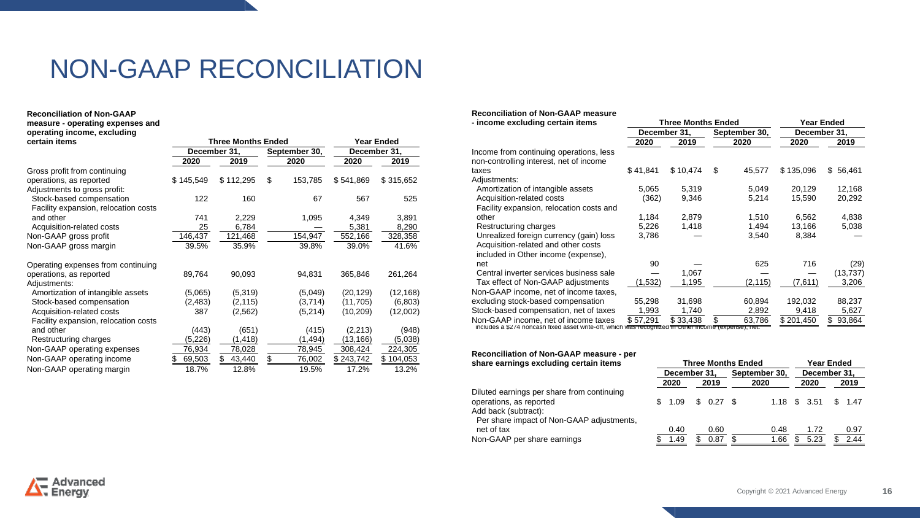# NON-GAAP RECONCILIATION

| Reconciliation of Non-GAAP measure - operating expenses and operating income, excluding certain items | Three Months Ended | | | Year Ended | |
|---|---|---|---|---|---|
| | December 31, | | September 30, | December 31, | |
| | 2020 | 2019 | 2020 | 2020 | 2019 |
| Gross profit from continuing operations, as reported | $ 145,549 | $ 112,295 | $ 153,785 | $ 541,869 | $ 315,652 |
| Adjustments to gross profit: | | | | | |
| Stock-based compensation | 122 | 160 | 67 | 567 | 525 |
| Facility expansion, relocation costs and other | 741 | 2,229 | 1,095 | 4,349 | 3,891 |
| Acquisition-related costs | 25 | 6,784 | — | 5,381 | 8,290 |
| Non-GAAP gross profit | 146,437 | 121,468 | 154,947 | 552,166 | 328,358 |
| Non-GAAP gross margin | 39.5% | 35.9% | 39.8% | 39.0% | 41.6% |
| | | | | | |
| Operating expenses from continuing operations, as reported | 89,764 | 90,093 | 94,831 | 365,846 | 261,264 |
| Adjustments: | | | | | |
| Amortization of intangible assets | (5,065) | (5,319) | (5,049) | (20,129) | (12,168) |
| Stock-based compensation | (2,483) | (2,115) | (3,714) | (11,705) | (6,803) |
| Acquisition-related costs | 387 | (2,562) | (5,214) | (10,209) | (12,002) |
| Facility expansion, relocation costs and other | (443) | (651) | (415) | (2,213) | (948) |
| Restructuring charges | (5,226) | (1,418) | (1,494) | (13,166) | (5,038) |
| Non-GAAP operating expenses | 76,934 | 78,028 | 78,945 | 308,424 | 224,305 |
| Non-GAAP operating income | $ 69,503 | $ 43,440 | $ 76,002 | $ 243,742 | $ 104,053 |
| Non-GAAP operating margin | 18.7% | 12.8% | 19.5% | 17.2% | 13.2% |

| Reconciliation of Non-GAAP measure - income excluding certain items | Three Months Ended | | | Year Ended | |
|---|---|---|---|---|---|
| | December 31, | | September 30, | December 31, | |
| | 2020 | 2019 | 2020 | 2020 | 2019 |
| Income from continuing operations, less non-controlling interest, net of income taxes | $ 41,841 | $ 10,474 | $ 45,577 | $ 135,096 | $ 56,461 |
| Adjustments: | | | | | |
| Amortization of intangible assets | 5,065 | 5,319 | 5,049 | 20,129 | 12,168 |
| Acquisition-related costs | (362) | 9,346 | 5,214 | 15,590 | 20,292 |
| Facility expansion, relocation costs and other | 1,184 | 2,879 | 1,510 | 6,562 | 4,838 |
| Restructuring charges | 5,226 | 1,418 | 1,494 | 13,166 | 5,038 |
| Unrealized foreign currency (gain) loss | 3,786 | — | 3,540 | 8,384 | — |
| Acquisition-related and other costs included in Other income (expense), net | 90 | — | 625 | 716 | (29) |
| Central inverter services business sale | — | 1,067 | — | — | (13,737) |
| Tax effect of Non-GAAP adjustments | (1,532) | 1,195 | (2,115) | (7,611) | 3,206 |
| Non-GAAP income, net of income taxes, excluding stock-based compensation | 55,298 | 31,698 | 60,894 | 192,032 | 88,237 |
| Stock-based compensation, net of taxes | 1,993 | 1,740 | 2,892 | 9,418 | 5,627 |
| Non-GAAP income, net of income taxes | $ 57,291 | $ 33,438 | $ 63,786 | $ 201,450 | $ 93,864 |

Includes a $274 noncash fixed asset write-off, which was recognized in Other income (expense), net.

| Reconciliation of Non-GAAP measure - per share earnings excluding certain items | Three Months Ended | | | Year Ended | |
|---|---|---|---|---|---|
| | December 31, | | September 30, | December 31, | |
| | 2020 | 2019 | 2020 | 2020 | 2019 |
| Diluted earnings per share from continuing operations, as reported | $ 1.09 | $ 0.27 | $ 1.18 | $ 3.51 | $ 1.47 |
| Add back (subtract): | | | | | |
| Per share impact of Non-GAAP adjustments, net of tax | 0.40 | 0.60 | 0.48 | 1.72 | 0.97 |
| Non-GAAP per share earnings | $ 1.49 | $ 0.87 | $ 1.66 | $ 5.23 | $ 2.44 |

Copyright © 2021 Advanced Energy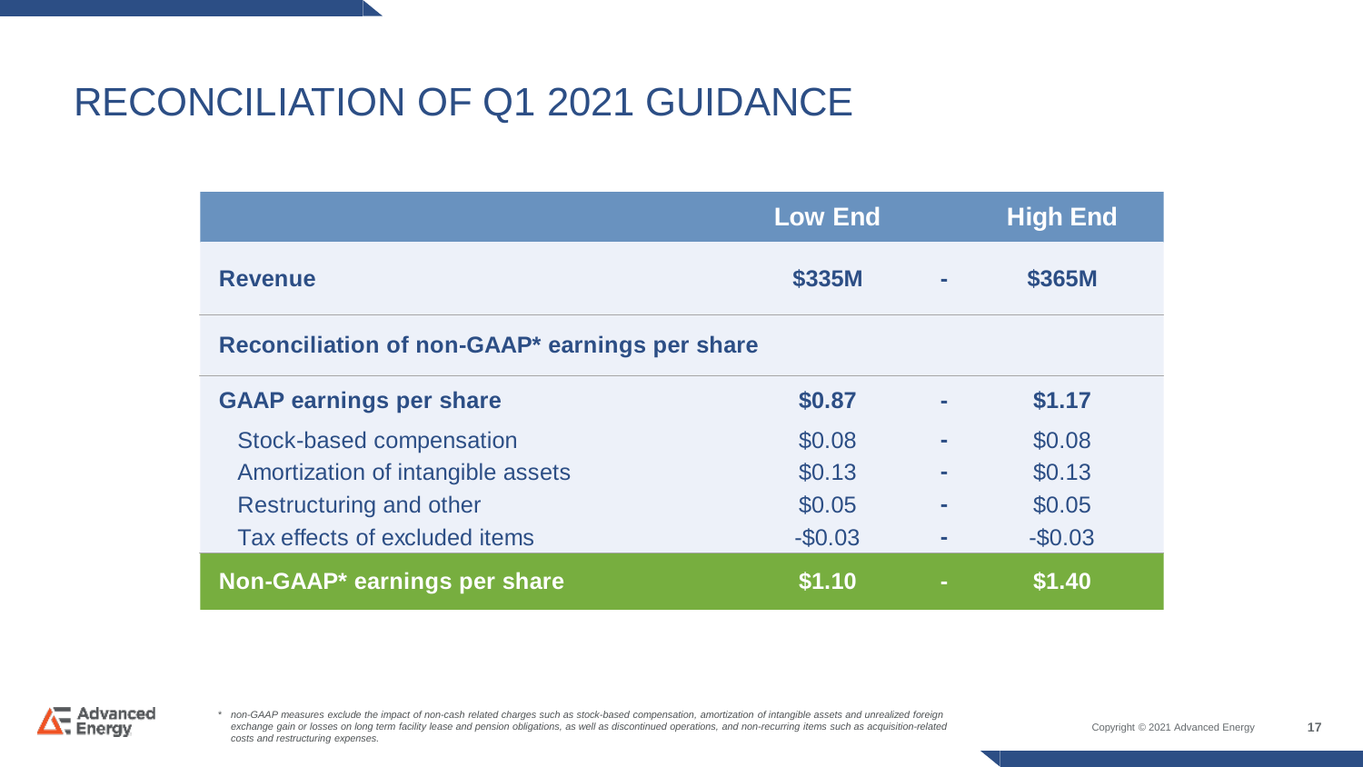# RECONCILIATION OF Q1 2021 GUIDANCE

| | Low End | | High End |
|---|---|---|---|
| **Revenue** | **$335M** | - | **$365M** |
| **Reconciliation of non-GAAP* earnings per share** | | | |
| **GAAP earnings per share** | **$0.87** | - | **$1.17** |
| Stock-based compensation | $0.08 | - | $0.08 |
| Amortization of intangible assets | $0.13 | - | $0.13 |
| Restructuring and other | $0.05 | - | $0.05 |
| Tax effects of excluded items | -$0.03 | - | -$0.03 |
| **Non-GAAP* earnings per share** | **$1.10** | - | **$1.40** |

* *non-GAAP measures exclude the impact of non-cash related charges such as stock-based compensation, amortization of intangible assets and unrealized foreign exchange gain or losses on long term facility lease and pension obligations, as well as discontinued operations, and non-recurring items such as acquisition-related costs and restructuring expenses.*

Copyright © 2021 Advanced Energy